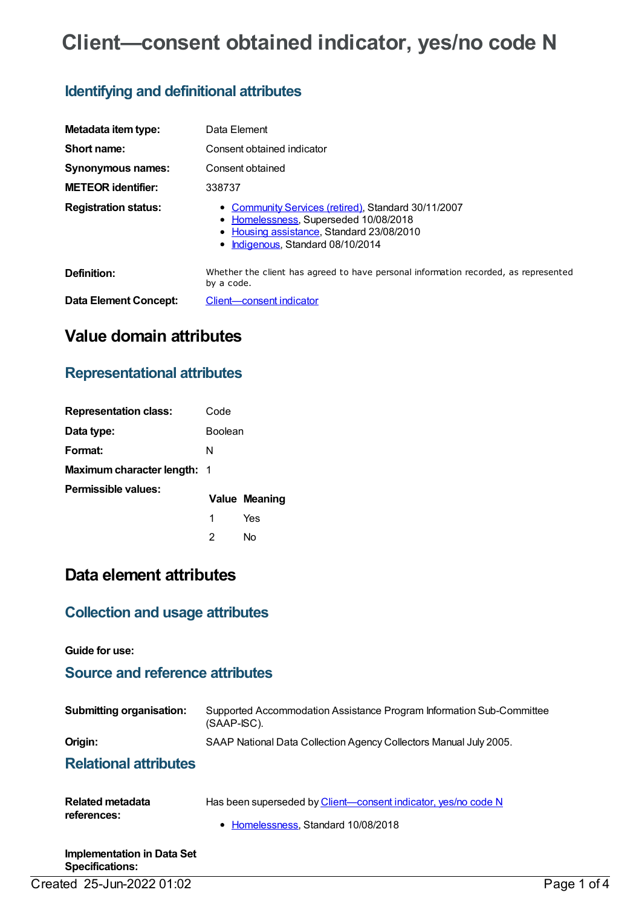# Client—consent obtained indicator, yes/no code N

## Identifying and definitional attributes

| | |
|---|---|
| **Metadata item type:** | Data Element |
| **Short name:** | Consent obtained indicator |
| **Synonymous names:** | Consent obtained |
| **METEOR identifier:** | 338737 |
| **Registration status:** | • Community Services (retired), Standard 30/11/2007<br>• Homelessness, Superseded 10/08/2018<br>• Housing assistance, Standard 23/08/2010<br>• Indigenous, Standard 08/10/2014 |
| **Definition:** | Whether the client has agreed to have personal information recorded, as represented by a code. |
| **Data Element Concept:** | Client—consent indicator |

# Value domain attributes

## Representational attributes

| | |
|---|---|
| **Representation class:** | Code |
| **Data type:** | Boolean |
| **Format:** | N |
| **Maximum character length:** | 1 |

**Permissible values:**

| Value | Meaning |
|---|---|
| 1 | Yes |
| 2 | No |

# Data element attributes

## Collection and usage attributes

**Guide for use:**

## Source and reference attributes

| | |
|---|---|
| **Submitting organisation:** | Supported Accommodation Assistance Program Information Sub-Committee (SAAP-ISC). |
| **Origin:** | SAAP National Data Collection Agency Collectors Manual July 2005. |

## Relational attributes

| | |
|---|---|
| **Related metadata references:** | Has been superseded by Client—consent indicator, yes/no code N<br>• Homelessness, Standard 10/08/2018 |

**Implementation in Data Set Specifications:**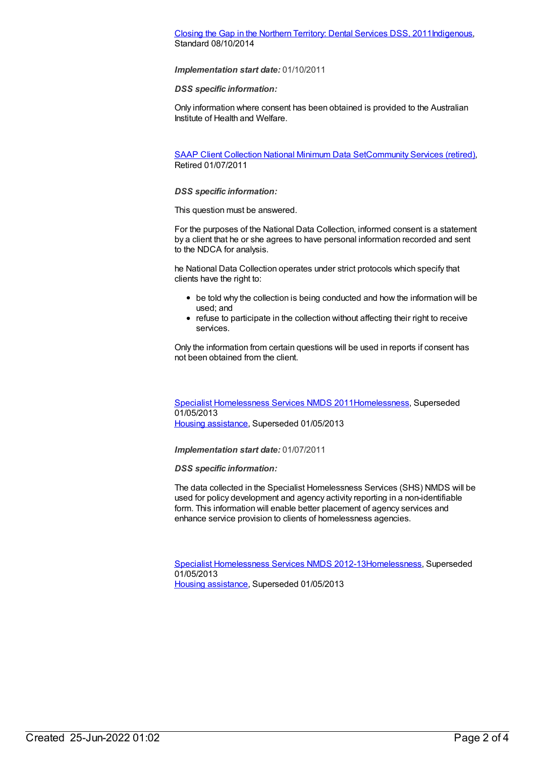Closing the Gap in the Northern Territory: Dental Services DSS, 2011Indigenous, Standard 08/10/2014

***Implementation start date:*** 01/10/2011

***DSS specific information:***

Only information where consent has been obtained is provided to the Australian Institute of Health and Welfare.

SAAP Client Collection National Minimum Data SetCommunity Services (retired), Retired 01/07/2011

***DSS specific information:***

This question must be answered.

For the purposes of the National Data Collection, informed consent is a statement by a client that he or she agrees to have personal information recorded and sent to the NDCA for analysis.

he National Data Collection operates under strict protocols which specify that clients have the right to:

- be told why the collection is being conducted and how the information will be used; and
- refuse to participate in the collection without affecting their right to receive services.

Only the information from certain questions will be used in reports if consent has not been obtained from the client.

Specialist Homelessness Services NMDS 2011Homelessness, Superseded 01/05/2013
Housing assistance, Superseded 01/05/2013

***Implementation start date:*** 01/07/2011

***DSS specific information:***

The data collected in the Specialist Homelessness Services (SHS) NMDS will be used for policy development and agency activity reporting in a non-identifiable form. This information will enable better placement of agency services and enhance service provision to clients of homelessness agencies.

Specialist Homelessness Services NMDS 2012-13Homelessness, Superseded 01/05/2013
Housing assistance, Superseded 01/05/2013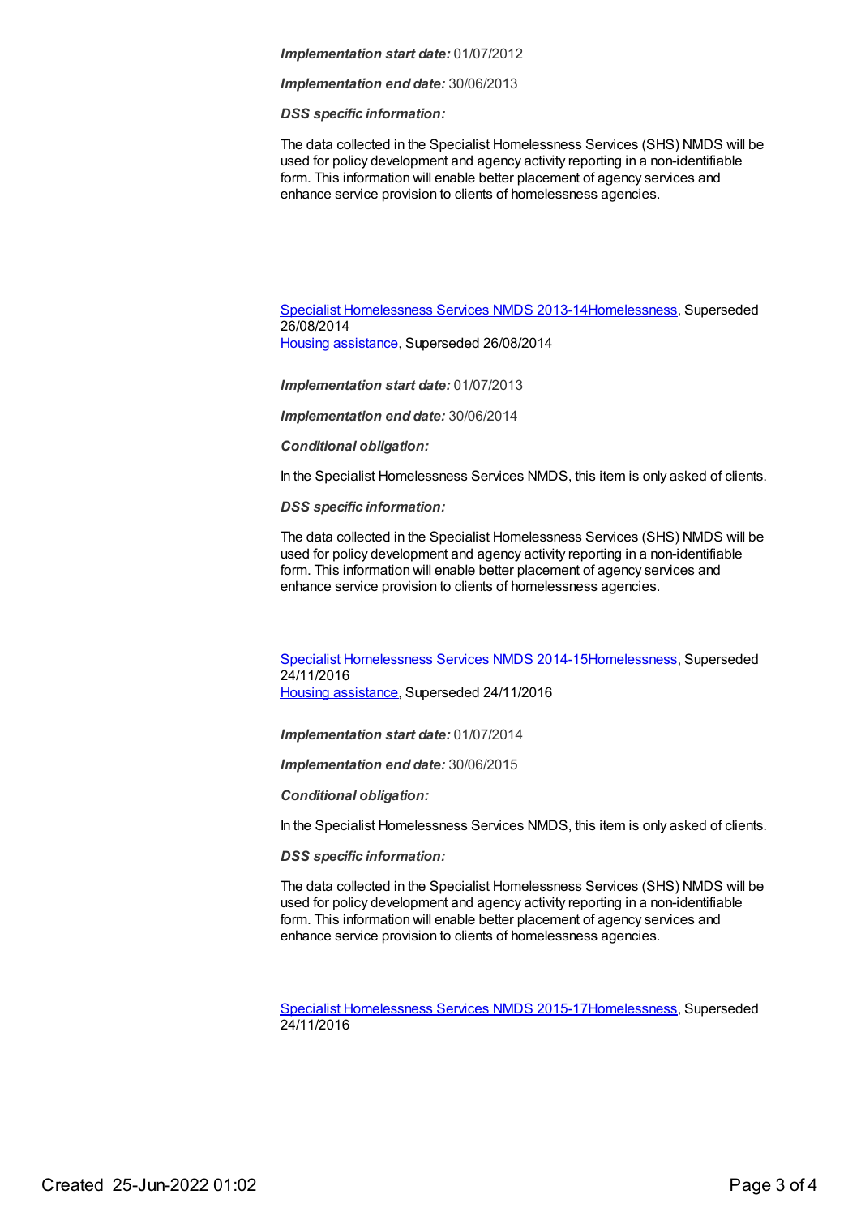*Implementation start date:* 01/07/2012

*Implementation end date:* 30/06/2013

*DSS specific information:*

The data collected in the Specialist Homelessness Services (SHS) NMDS will be used for policy development and agency activity reporting in a non-identifiable form. This information will enable better placement of agency services and enhance service provision to clients of homelessness agencies.

Specialist Homelessness Services NMDS 2013-14Homelessness, Superseded 26/08/2014
Housing assistance, Superseded 26/08/2014

*Implementation start date:* 01/07/2013

*Implementation end date:* 30/06/2014

*Conditional obligation:*

In the Specialist Homelessness Services NMDS, this item is only asked of clients.

*DSS specific information:*

The data collected in the Specialist Homelessness Services (SHS) NMDS will be used for policy development and agency activity reporting in a non-identifiable form. This information will enable better placement of agency services and enhance service provision to clients of homelessness agencies.

Specialist Homelessness Services NMDS 2014-15Homelessness, Superseded 24/11/2016
Housing assistance, Superseded 24/11/2016

*Implementation start date:* 01/07/2014

*Implementation end date:* 30/06/2015

*Conditional obligation:*

In the Specialist Homelessness Services NMDS, this item is only asked of clients.

*DSS specific information:*

The data collected in the Specialist Homelessness Services (SHS) NMDS will be used for policy development and agency activity reporting in a non-identifiable form. This information will enable better placement of agency services and enhance service provision to clients of homelessness agencies.

Specialist Homelessness Services NMDS 2015-17Homelessness, Superseded 24/11/2016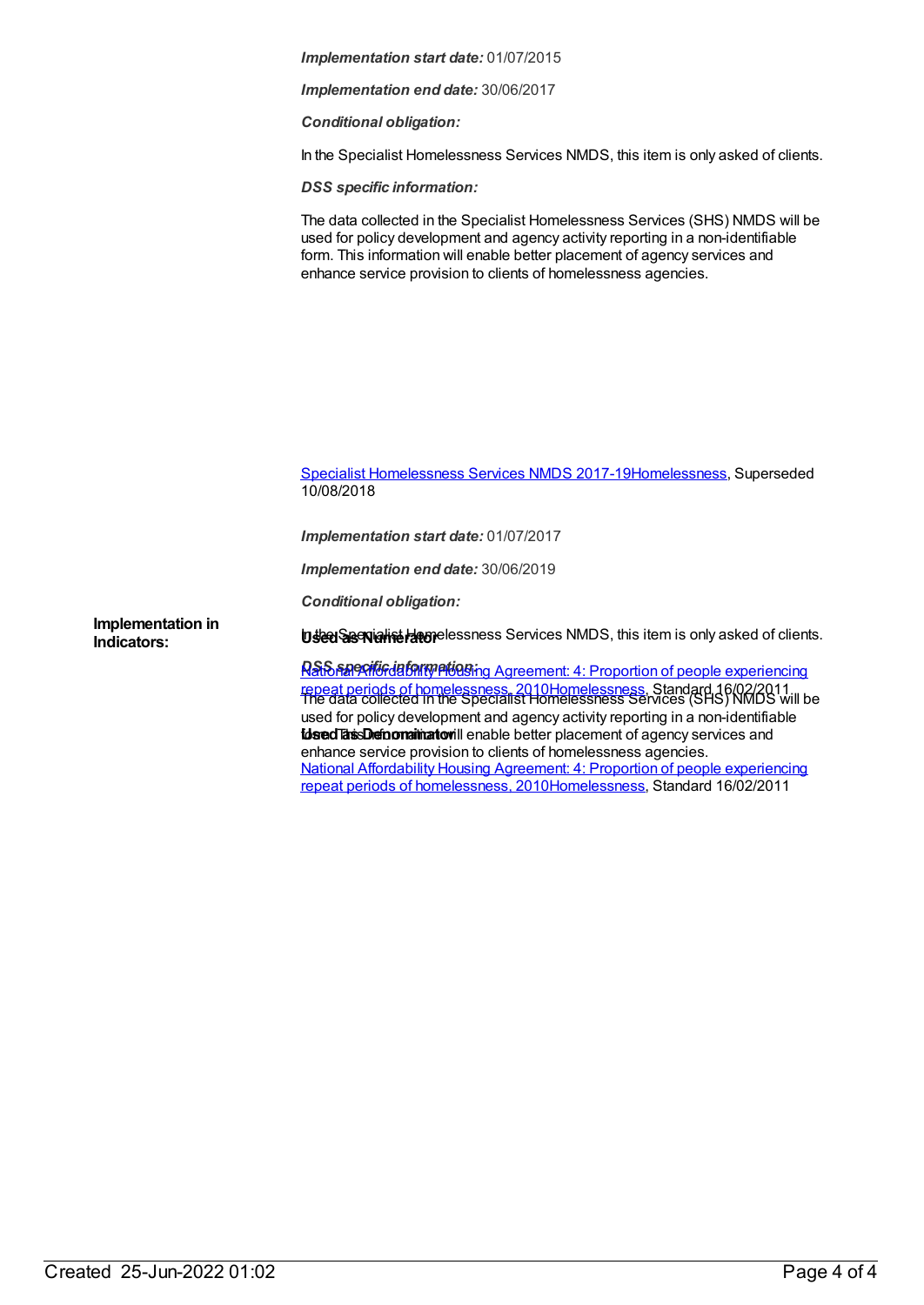*Implementation start date:* 01/07/2015

*Implementation end date:* 30/06/2017

*Conditional obligation:*

In the Specialist Homelessness Services NMDS, this item is only asked of clients.

*DSS specific information:*

The data collected in the Specialist Homelessness Services (SHS) NMDS will be used for policy development and agency activity reporting in a non-identifiable form. This information will enable better placement of agency services and enhance service provision to clients of homelessness agencies.

[Specialist Homelessness Services NMDS 2017-19Homelessness](), Superseded 10/08/2018

*Implementation start date:* 01/07/2017

*Implementation end date:* 30/06/2019

*Conditional obligation:*

In the Specialist Homelessness Services NMDS, this item is only asked of clients.

*DSS specific information:*

The data collected in the Specialist Homelessness Services (SHS) NMDS will be used for policy development and agency activity reporting in a non-identifiable form. This information will enable better placement of agency services and enhance service provision to clients of homelessness agencies.

**Implementation in Indicators:**

**Used as Numerator**

[National Affordability Housing Agreement: 4: Proportion of people experiencing repeat periods of homelessness, 2010Homelessness](), Standard 16/02/2011

**Used as Denominator**

[National Affordability Housing Agreement: 4: Proportion of people experiencing repeat periods of homelessness, 2010Homelessness](), Standard 16/02/2011